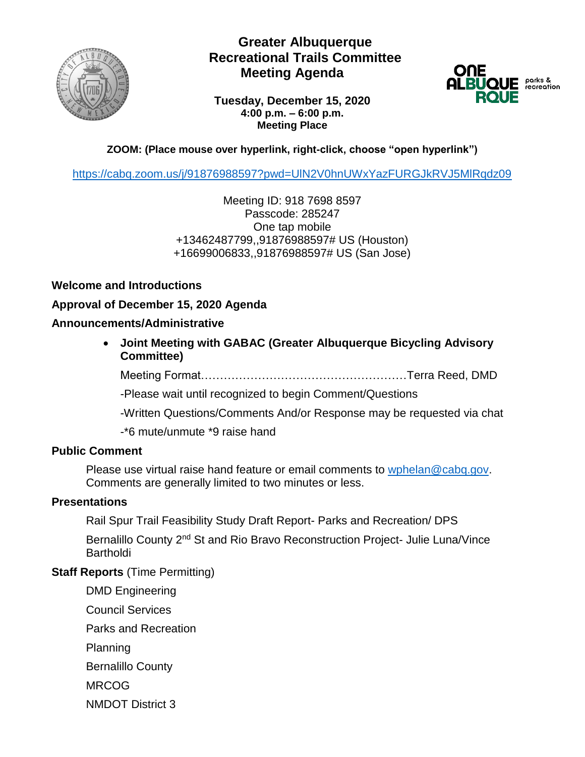# Greater Albuquerque Recreational Trails Committee Meeting Agenda

**Tuesday, December 15, 2020**
**4:00 p.m. – 6:00 p.m.**
**Meeting Place**

**ZOOM: (Place mouse over hyperlink, right-click, choose "open hyperlink")**

https://cabq.zoom.us/j/91876988597?pwd=UlN2V0hnUWxYazFURGJkRVJ5MlRqdz09

Meeting ID: 918 7698 8597
Passcode: 285247
One tap mobile
+13462487799,,91876988597# US (Houston)
+16699006833,,91876988597# US (San Jose)

**Welcome and Introductions**

**Approval of December 15, 2020 Agenda**

**Announcements/Administrative**

- **Joint Meeting with GABAC (Greater Albuquerque Bicycling Advisory Committee)**

  Meeting Format……………………………………………Terra Reed, DMD

  -Please wait until recognized to begin Comment/Questions

  -Written Questions/Comments And/or Response may be requested via chat

  -*6 mute/unmute *9 raise hand

**Public Comment**

Please use virtual raise hand feature or email comments to wphelan@cabq.gov. Comments are generally limited to two minutes or less.

**Presentations**

Rail Spur Trail Feasibility Study Draft Report- Parks and Recreation/ DPS

Bernalillo County 2nd St and Rio Bravo Reconstruction Project- Julie Luna/Vince Bartholdi

**Staff Reports** (Time Permitting)

DMD Engineering

Council Services

Parks and Recreation

Planning

Bernalillo County

MRCOG

NMDOT District 3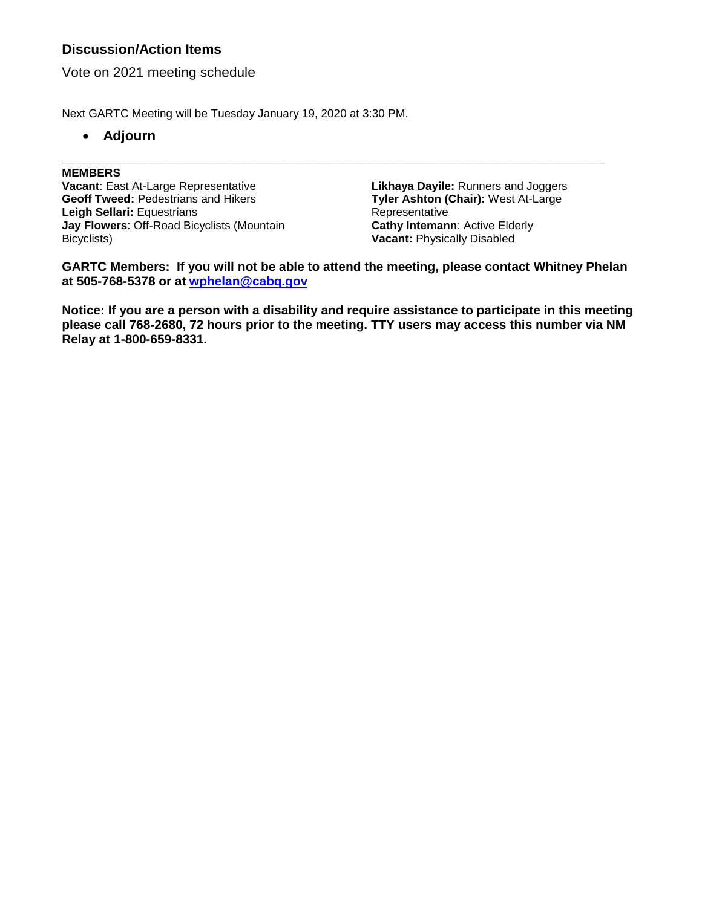### Discussion/Action Items

Vote on 2021 meeting schedule

Next GARTC Meeting will be Tuesday January 19, 2020 at 3:30 PM.

- **Adjourn**

---

**MEMBERS**

**Vacant**: East At-Large Representative
**Geoff Tweed:** Pedestrians and Hikers
**Leigh Sellari:** Equestrians
**Jay Flowers**: Off-Road Bicyclists (Mountain Bicyclists)
**Likhaya Dayile:** Runners and Joggers
**Tyler Ashton (Chair):** West At-Large Representative
**Cathy Intemann**: Active Elderly
**Vacant:** Physically Disabled

**GARTC Members: If you will not be able to attend the meeting, please contact Whitney Phelan at 505-768-5378 or at wphelan@cabq.gov**

**Notice: If you are a person with a disability and require assistance to participate in this meeting please call 768-2680, 72 hours prior to the meeting. TTY users may access this number via NM Relay at 1-800-659-8331.**